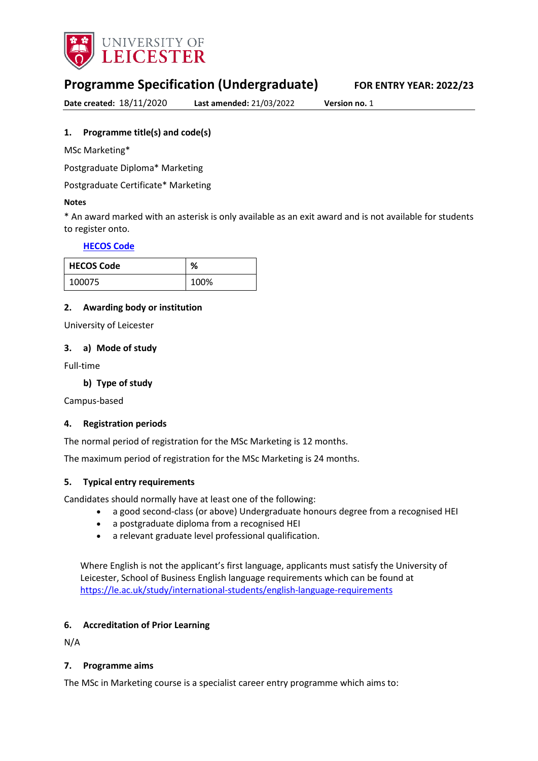UNIVERSITY OF LEICESTER

# Programme Specification (Undergraduate)

**FOR ENTRY YEAR: 2022/23**

**Date created:** 18/11/2020 **Last amended:** 21/03/2022 **Version no.** 1

## 1. Programme title(s) and code(s)

MSc Marketing*

Postgraduate Diploma* Marketing

Postgraduate Certificate* Marketing

**Notes**

* An award marked with an asterisk is only available as an exit award and is not available for students to register onto.

[HECOS Code](#)

| HECOS Code | % |
|---|---|
| 100075 | 100% |

## 2. Awarding body or institution

University of Leicester

## 3. a) Mode of study

Full-time

### b) Type of study

Campus-based

## 4. Registration periods

The normal period of registration for the MSc Marketing is 12 months.

The maximum period of registration for the MSc Marketing is 24 months.

## 5. Typical entry requirements

Candidates should normally have at least one of the following:

- a good second-class (or above) Undergraduate honours degree from a recognised HEI
- a postgraduate diploma from a recognised HEI
- a relevant graduate level professional qualification.

Where English is not the applicant's first language, applicants must satisfy the University of Leicester, School of Business English language requirements which can be found at https://le.ac.uk/study/international-students/english-language-requirements

## 6. Accreditation of Prior Learning

N/A

## 7. Programme aims

The MSc in Marketing course is a specialist career entry programme which aims to: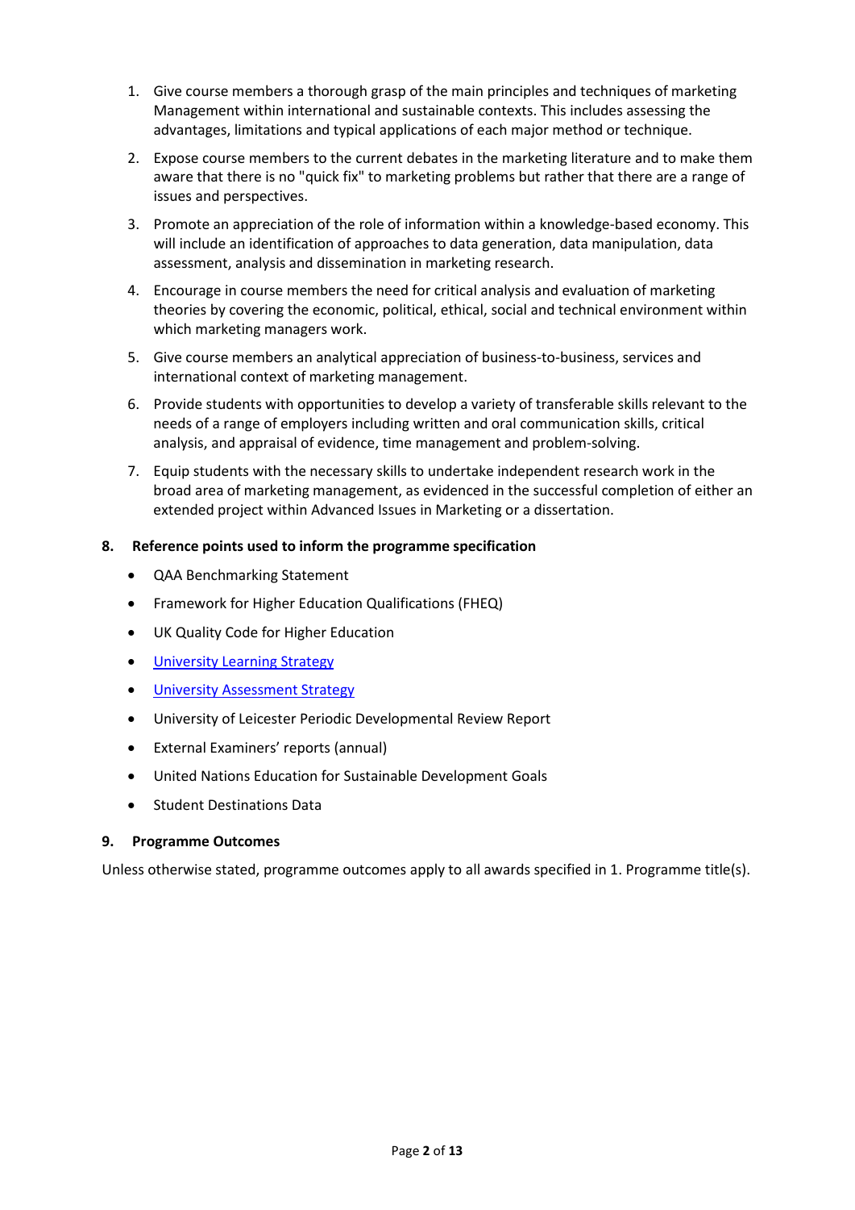1. Give course members a thorough grasp of the main principles and techniques of marketing Management within international and sustainable contexts. This includes assessing the advantages, limitations and typical applications of each major method or technique.
2. Expose course members to the current debates in the marketing literature and to make them aware that there is no "quick fix" to marketing problems but rather that there are a range of issues and perspectives.
3. Promote an appreciation of the role of information within a knowledge-based economy. This will include an identification of approaches to data generation, data manipulation, data assessment, analysis and dissemination in marketing research.
4. Encourage in course members the need for critical analysis and evaluation of marketing theories by covering the economic, political, ethical, social and technical environment within which marketing managers work.
5. Give course members an analytical appreciation of business-to-business, services and international context of marketing management.
6. Provide students with opportunities to develop a variety of transferable skills relevant to the needs of a range of employers including written and oral communication skills, critical analysis, and appraisal of evidence, time management and problem-solving.
7. Equip students with the necessary skills to undertake independent research work in the broad area of marketing management, as evidenced in the successful completion of either an extended project within Advanced Issues in Marketing or a dissertation.

### 8. Reference points used to inform the programme specification

- QAA Benchmarking Statement
- Framework for Higher Education Qualifications (FHEQ)
- UK Quality Code for Higher Education
- University Learning Strategy
- University Assessment Strategy
- University of Leicester Periodic Developmental Review Report
- External Examiners' reports (annual)
- United Nations Education for Sustainable Development Goals
- Student Destinations Data

### 9. Programme Outcomes

Unless otherwise stated, programme outcomes apply to all awards specified in 1. Programme title(s).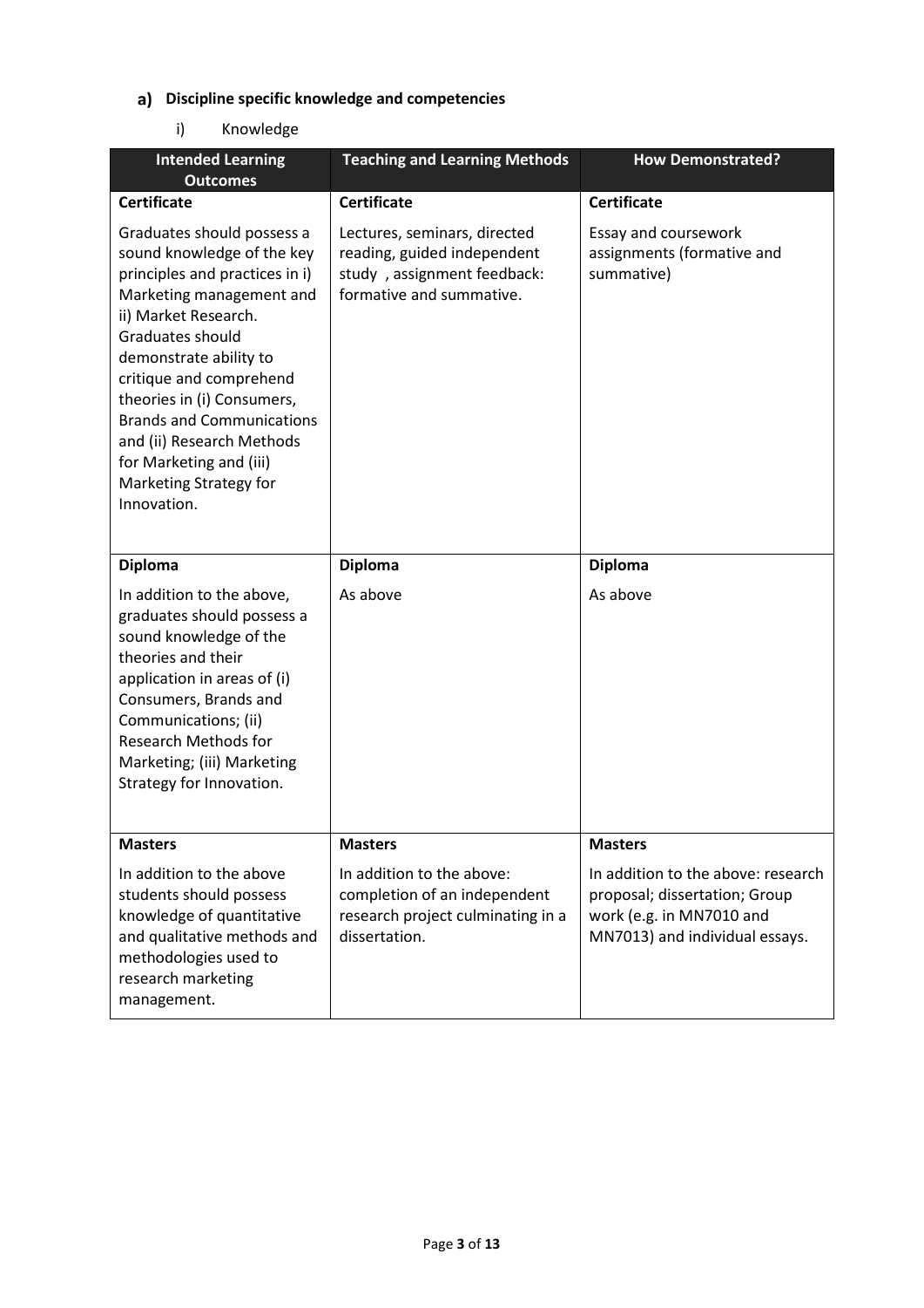## a) Discipline specific knowledge and competencies

i) Knowledge

| Intended Learning Outcomes | Teaching and Learning Methods | How Demonstrated? |
|---|---|---|
| **Certificate** | **Certificate** | **Certificate** |
| Graduates should possess a sound knowledge of the key principles and practices in i) Marketing management and ii) Market Research. Graduates should demonstrate ability to critique and comprehend theories in (i) Consumers, Brands and Communications and (ii) Research Methods for Marketing and (iii) Marketing Strategy for Innovation. | Lectures, seminars, directed reading, guided independent study , assignment feedback: formative and summative. | Essay and coursework assignments (formative and summative) |
| **Diploma** | **Diploma** | **Diploma** |
| In addition to the above, graduates should possess a sound knowledge of the theories and their application in areas of (i) Consumers, Brands and Communications; (ii) Research Methods for Marketing; (iii) Marketing Strategy for Innovation. | As above | As above |
| **Masters** | **Masters** | **Masters** |
| In addition to the above students should possess knowledge of quantitative and qualitative methods and methodologies used to research marketing management. | In addition to the above: completion of an independent research project culminating in a dissertation. | In addition to the above: research proposal; dissertation; Group work (e.g. in MN7010 and MN7013) and individual essays. |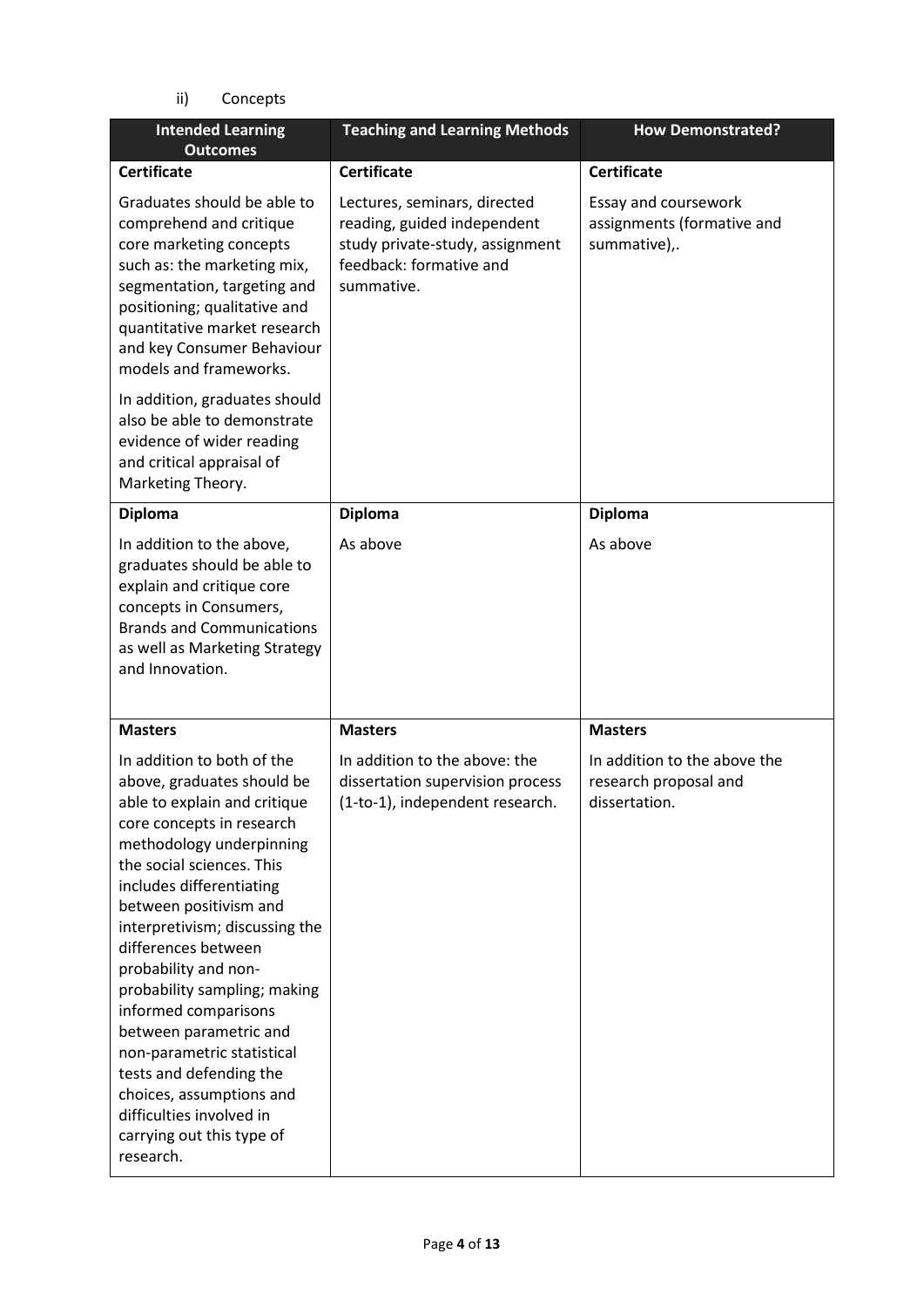ii) Concepts

| Intended Learning Outcomes | Teaching and Learning Methods | How Demonstrated? |
|---|---|---|
| **Certificate** | **Certificate** | **Certificate** |
| Graduates should be able to comprehend and critique core marketing concepts such as: the marketing mix, segmentation, targeting and positioning; qualitative and quantitative market research and key Consumer Behaviour models and frameworks.<br><br>In addition, graduates should also be able to demonstrate evidence of wider reading and critical appraisal of Marketing Theory. | Lectures, seminars, directed reading, guided independent study private-study, assignment feedback: formative and summative. | Essay and coursework assignments (formative and summative),. |
| **Diploma** | **Diploma** | **Diploma** |
| In addition to the above, graduates should be able to explain and critique core concepts in Consumers, Brands and Communications as well as Marketing Strategy and Innovation. | As above | As above |
| **Masters** | **Masters** | **Masters** |
| In addition to both of the above, graduates should be able to explain and critique core concepts in research methodology underpinning the social sciences. This includes differentiating between positivism and interpretivism; discussing the differences between probability and non-probability sampling; making informed comparisons between parametric and non-parametric statistical tests and defending the choices, assumptions and difficulties involved in carrying out this type of research. | In addition to the above: the dissertation supervision process (1-to-1), independent research. | In addition to the above the research proposal and dissertation. |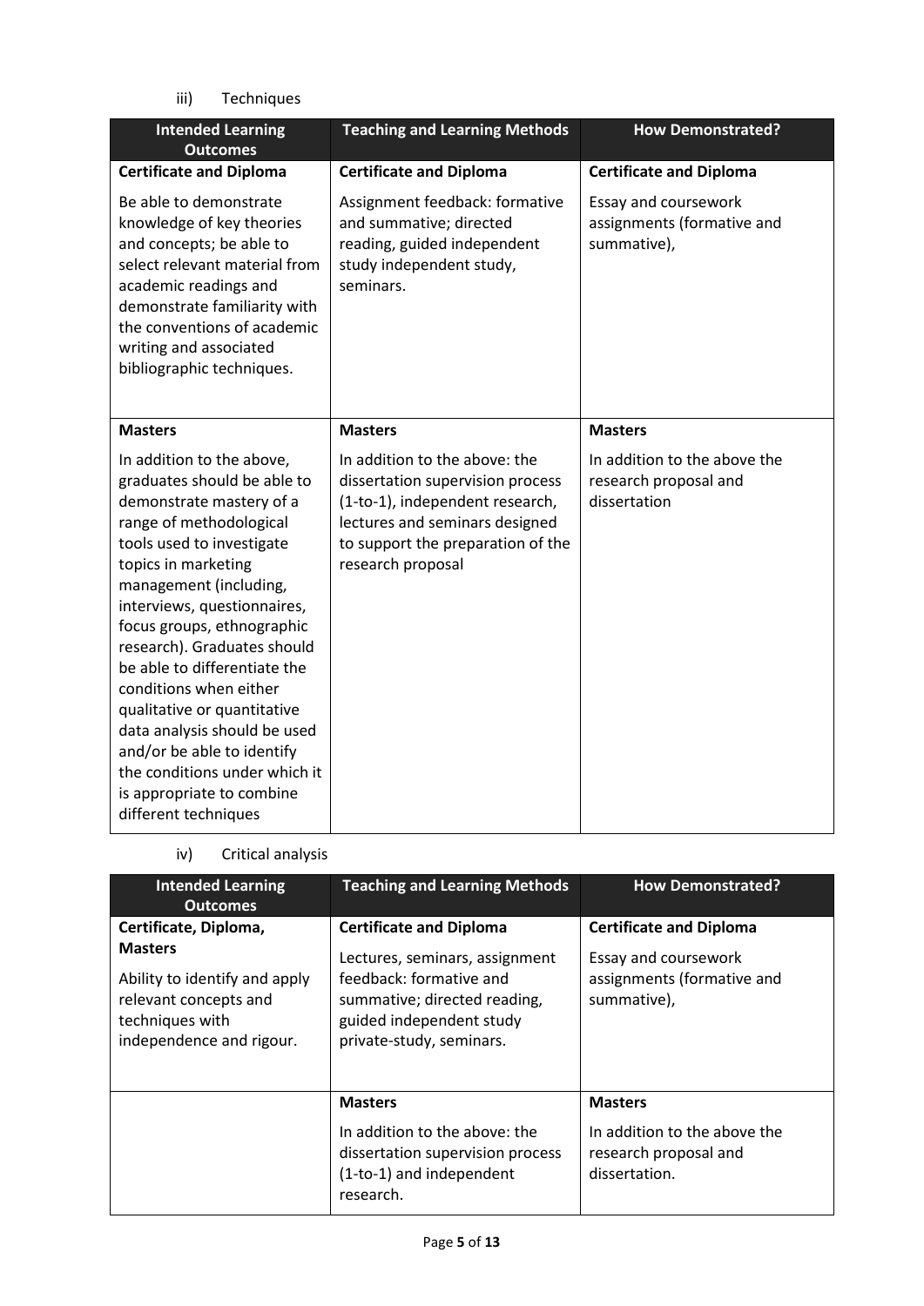iii) Techniques

| Intended Learning Outcomes | Teaching and Learning Methods | How Demonstrated? |
| --- | --- | --- |
| **Certificate and Diploma**<br><br>Be able to demonstrate knowledge of key theories and concepts; be able to select relevant material from academic readings and demonstrate familiarity with the conventions of academic writing and associated bibliographic techniques. | **Certificate and Diploma**<br><br>Assignment feedback: formative and summative; directed reading, guided independent study independent study, seminars. | **Certificate and Diploma**<br><br>Essay and coursework assignments (formative and summative), |
| **Masters**<br><br>In addition to the above, graduates should be able to demonstrate mastery of a range of methodological tools used to investigate topics in marketing management (including, interviews, questionnaires, focus groups, ethnographic research). Graduates should be able to differentiate the conditions when either qualitative or quantitative data analysis should be used and/or be able to identify the conditions under which it is appropriate to combine different techniques | **Masters**<br><br>In addition to the above: the dissertation supervision process (1-to-1), independent research, lectures and seminars designed to support the preparation of the research proposal | **Masters**<br><br>In addition to the above the research proposal and dissertation |

iv) Critical analysis

| Intended Learning Outcomes | Teaching and Learning Methods | How Demonstrated? |
| --- | --- | --- |
| **Certificate, Diploma, Masters**<br><br>Ability to identify and apply relevant concepts and techniques with independence and rigour. | **Certificate and Diploma**<br><br>Lectures, seminars, assignment feedback: formative and summative; directed reading, guided independent study private-study, seminars. | **Certificate and Diploma**<br><br>Essay and coursework assignments (formative and summative), |
| | **Masters**<br><br>In addition to the above: the dissertation supervision process (1-to-1) and independent research. | **Masters**<br><br>In addition to the above the research proposal and dissertation. |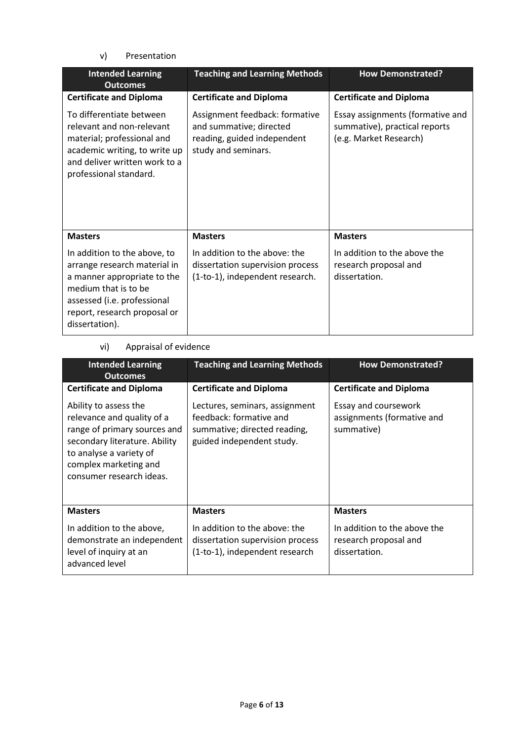v) Presentation

| Intended Learning Outcomes | Teaching and Learning Methods | How Demonstrated? |
| --- | --- | --- |
| **Certificate and Diploma** | **Certificate and Diploma** | **Certificate and Diploma** |
| To differentiate between relevant and non-relevant material; professional and academic writing, to write up and deliver written work to a professional standard. | Assignment feedback: formative and summative; directed reading, guided independent study and seminars. | Essay assignments (formative and summative), practical reports (e.g. Market Research) |
| **Masters** | **Masters** | **Masters** |
| In addition to the above, to arrange research material in a manner appropriate to the medium that is to be assessed (i.e. professional report, research proposal or dissertation). | In addition to the above: the dissertation supervision process (1-to-1), independent research. | In addition to the above the research proposal and dissertation. |

vi) Appraisal of evidence

| Intended Learning Outcomes | Teaching and Learning Methods | How Demonstrated? |
| --- | --- | --- |
| **Certificate and Diploma** | **Certificate and Diploma** | **Certificate and Diploma** |
| Ability to assess the relevance and quality of a range of primary sources and secondary literature. Ability to analyse a variety of complex marketing and consumer research ideas. | Lectures, seminars, assignment feedback: formative and summative; directed reading, guided independent study. | Essay and coursework assignments (formative and summative) |
| **Masters** | **Masters** | **Masters** |
| In addition to the above, demonstrate an independent level of inquiry at an advanced level | In addition to the above: the dissertation supervision process (1-to-1), independent research | In addition to the above the research proposal and dissertation. |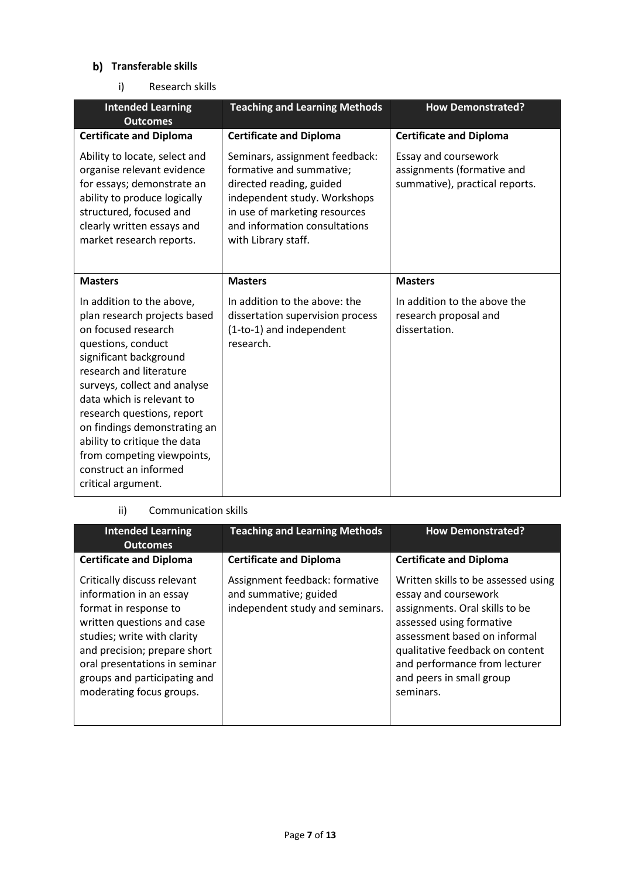## b) Transferable skills

i) Research skills

| Intended Learning Outcomes | Teaching and Learning Methods | How Demonstrated? |
|---|---|---|
| **Certificate and Diploma** | **Certificate and Diploma** | **Certificate and Diploma** |
| Ability to locate, select and organise relevant evidence for essays; demonstrate an ability to produce logically structured, focused and clearly written essays and market research reports. | Seminars, assignment feedback: formative and summative; directed reading, guided independent study. Workshops in use of marketing resources and information consultations with Library staff. | Essay and coursework assignments (formative and summative), practical reports. |
| **Masters** | **Masters** | **Masters** |
| In addition to the above, plan research projects based on focused research questions, conduct significant background research and literature surveys, collect and analyse data which is relevant to research questions, report on findings demonstrating an ability to critique the data from competing viewpoints, construct an informed critical argument. | In addition to the above: the dissertation supervision process (1-to-1) and independent research. | In addition to the above the research proposal and dissertation. |

ii) Communication skills

| Intended Learning Outcomes | Teaching and Learning Methods | How Demonstrated? |
|---|---|---|
| **Certificate and Diploma** | **Certificate and Diploma** | **Certificate and Diploma** |
| Critically discuss relevant information in an essay format in response to written questions and case studies; write with clarity and precision; prepare short oral presentations in seminar groups and participating and moderating focus groups. | Assignment feedback: formative and summative; guided independent study and seminars. | Written skills to be assessed using essay and coursework assignments. Oral skills to be assessed using formative assessment based on informal qualitative feedback on content and performance from lecturer and peers in small group seminars. |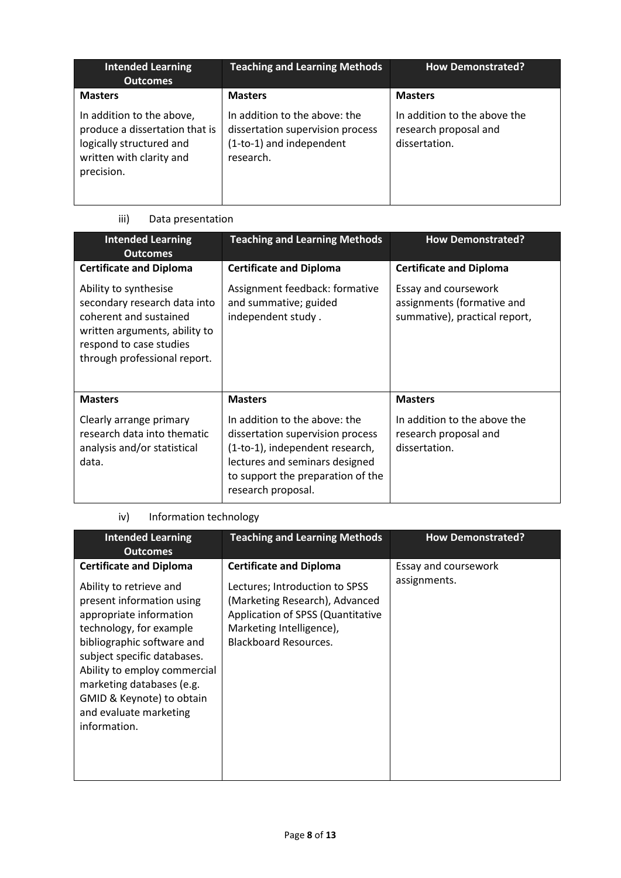| Intended Learning Outcomes | Teaching and Learning Methods | How Demonstrated? |
|---|---|---|
| **Masters** | **Masters** | **Masters** |
| In addition to the above, produce a dissertation that is logically structured and written with clarity and precision. | In addition to the above: the dissertation supervision process (1-to-1) and independent research. | In addition to the above the research proposal and dissertation. |

iii) Data presentation

| Intended Learning Outcomes | Teaching and Learning Methods | How Demonstrated? |
|---|---|---|
| **Certificate and Diploma** | **Certificate and Diploma** | **Certificate and Diploma** |
| Ability to synthesise secondary research data into coherent and sustained written arguments, ability to respond to case studies through professional report. | Assignment feedback: formative and summative; guided independent study . | Essay and coursework assignments (formative and summative), practical report, |
| **Masters** | **Masters** | **Masters** |
| Clearly arrange primary research data into thematic analysis and/or statistical data. | In addition to the above: the dissertation supervision process (1-to-1), independent research, lectures and seminars designed to support the preparation of the research proposal. | In addition to the above the research proposal and dissertation. |

iv) Information technology

| Intended Learning Outcomes | Teaching and Learning Methods | How Demonstrated? |
|---|---|---|
| **Certificate and Diploma** | **Certificate and Diploma** | Essay and coursework assignments. |
| Ability to retrieve and present information using appropriate information technology, for example bibliographic software and subject specific databases. Ability to employ commercial marketing databases (e.g. GMID & Keynote) to obtain and evaluate marketing information. | Lectures; Introduction to SPSS (Marketing Research), Advanced Application of SPSS (Quantitative Marketing Intelligence), Blackboard Resources. | |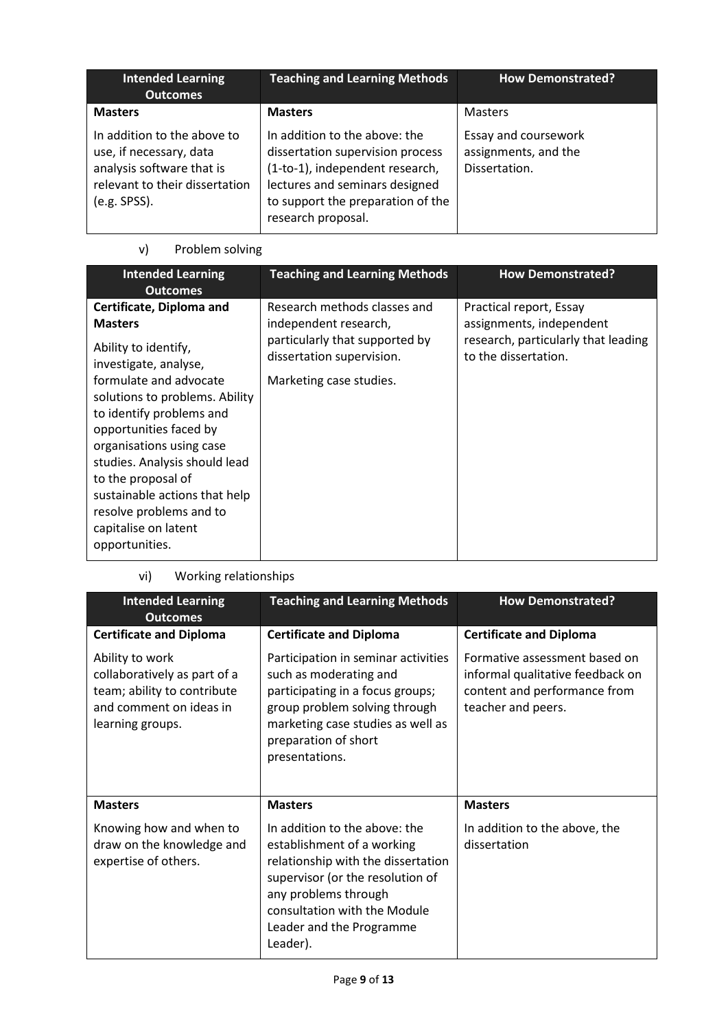| Intended Learning Outcomes | Teaching and Learning Methods | How Demonstrated? |
|---|---|---|
| **Masters**<br><br>In addition to the above to use, if necessary, data analysis software that is relevant to their dissertation (e.g. SPSS). | **Masters**<br><br>In addition to the above: the dissertation supervision process (1-to-1), independent research, lectures and seminars designed to support the preparation of the research proposal. | Masters<br><br>Essay and coursework assignments, and the Dissertation. |

v) Problem solving

| Intended Learning Outcomes | Teaching and Learning Methods | How Demonstrated? |
|---|---|---|
| **Certificate, Diploma and Masters**<br><br>Ability to identify, investigate, analyse, formulate and advocate solutions to problems. Ability to identify problems and opportunities faced by organisations using case studies. Analysis should lead to the proposal of sustainable actions that help resolve problems and to capitalise on latent opportunities. | Research methods classes and independent research, particularly that supported by dissertation supervision.<br><br>Marketing case studies. | Practical report, Essay assignments, independent research, particularly that leading to the dissertation. |

vi) Working relationships

| Intended Learning Outcomes | Teaching and Learning Methods | How Demonstrated? |
|---|---|---|
| **Certificate and Diploma**<br><br>Ability to work collaboratively as part of a team; ability to contribute and comment on ideas in learning groups. | **Certificate and Diploma**<br><br>Participation in seminar activities such as moderating and participating in a focus groups; group problem solving through marketing case studies as well as preparation of short presentations. | **Certificate and Diploma**<br><br>Formative assessment based on informal qualitative feedback on content and performance from teacher and peers. |
| **Masters**<br><br>Knowing how and when to draw on the knowledge and expertise of others. | **Masters**<br><br>In addition to the above: the establishment of a working relationship with the dissertation supervisor (or the resolution of any problems through consultation with the Module Leader and the Programme Leader). | **Masters**<br><br>In addition to the above, the dissertation |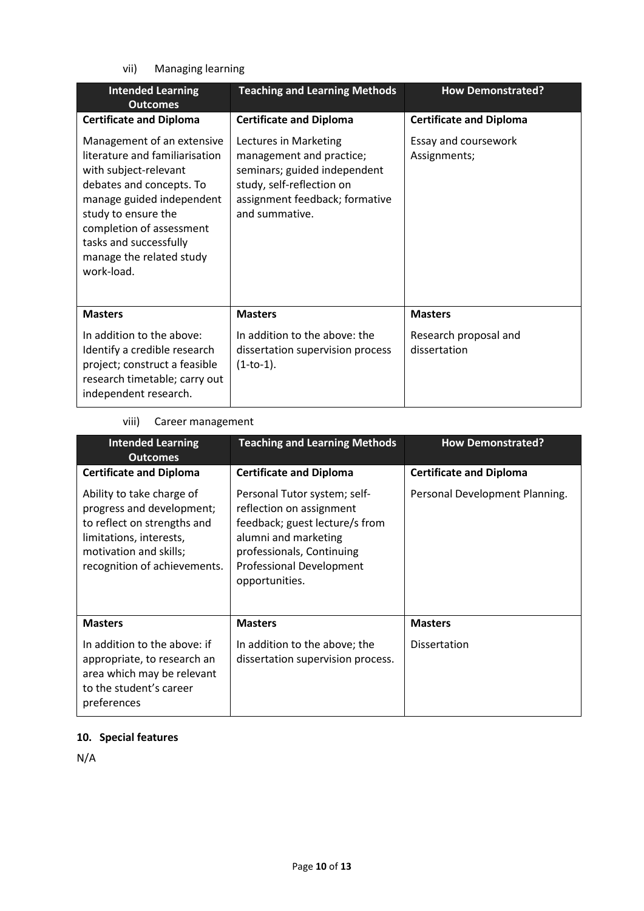vii) Managing learning

| Intended Learning Outcomes | Teaching and Learning Methods | How Demonstrated? |
|---|---|---|
| **Certificate and Diploma** | **Certificate and Diploma** | **Certificate and Diploma** |
| Management of an extensive literature and familiarisation with subject-relevant debates and concepts. To manage guided independent study to ensure the completion of assessment tasks and successfully manage the related study work-load. | Lectures in Marketing management and practice; seminars; guided independent study, self-reflection on assignment feedback; formative and summative. | Essay and coursework Assignments; |
| **Masters** | **Masters** | **Masters** |
| In addition to the above: Identify a credible research project; construct a feasible research timetable; carry out independent research. | In addition to the above: the dissertation supervision process (1-to-1). | Research proposal and dissertation |

viii) Career management

| Intended Learning Outcomes | Teaching and Learning Methods | How Demonstrated? |
|---|---|---|
| **Certificate and Diploma** | **Certificate and Diploma** | **Certificate and Diploma** |
| Ability to take charge of progress and development; to reflect on strengths and limitations, interests, motivation and skills; recognition of achievements. | Personal Tutor system; self-reflection on assignment feedback; guest lecture/s from alumni and marketing professionals, Continuing Professional Development opportunities. | Personal Development Planning. |
| **Masters** | **Masters** | **Masters** |
| In addition to the above: if appropriate, to research an area which may be relevant to the student's career preferences | In addition to the above; the dissertation supervision process. | Dissertation |

## 10. Special features

N/A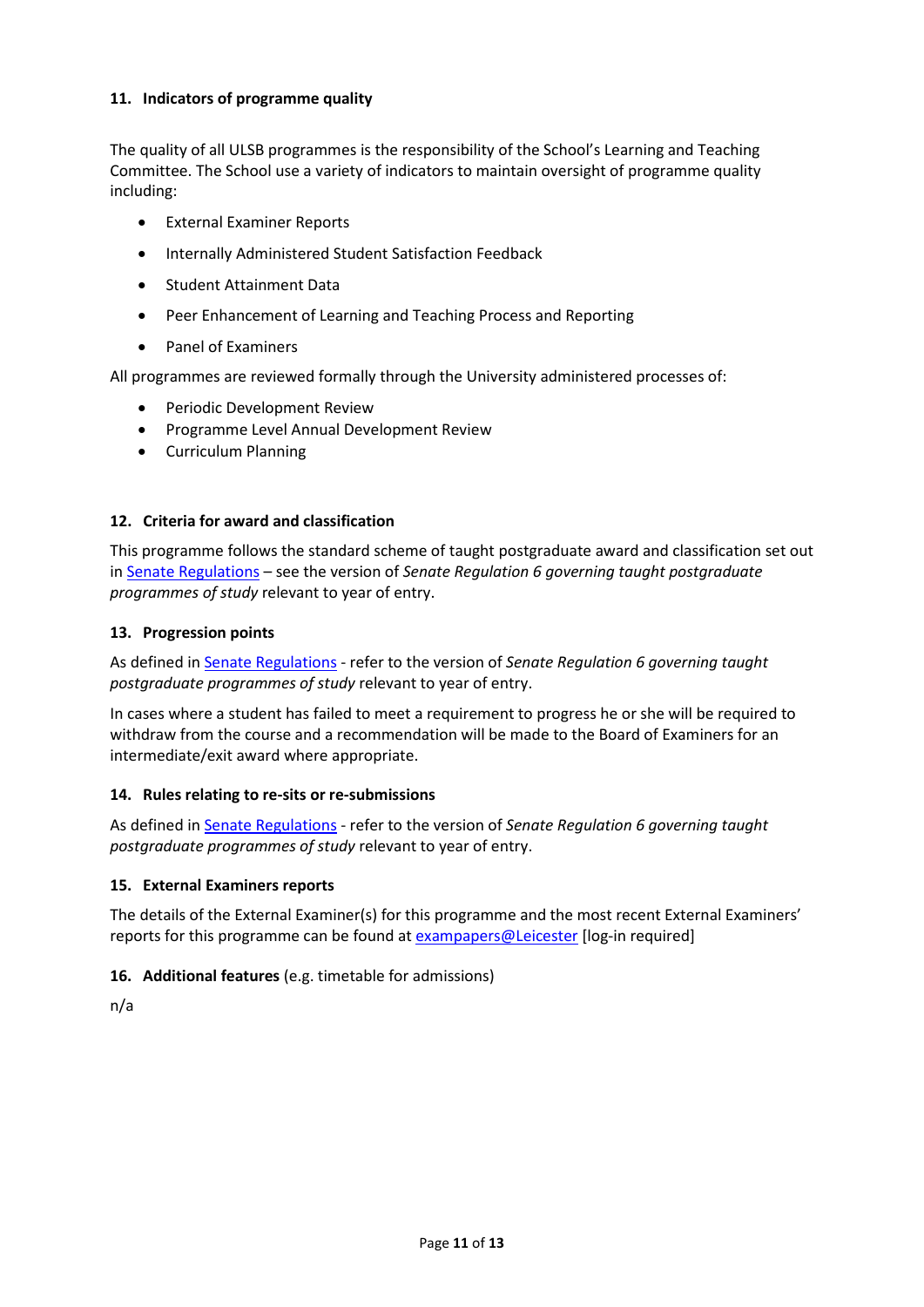### 11. Indicators of programme quality

The quality of all ULSB programmes is the responsibility of the School's Learning and Teaching Committee. The School use a variety of indicators to maintain oversight of programme quality including:

- External Examiner Reports
- Internally Administered Student Satisfaction Feedback
- Student Attainment Data
- Peer Enhancement of Learning and Teaching Process and Reporting
- Panel of Examiners

All programmes are reviewed formally through the University administered processes of:

- Periodic Development Review
- Programme Level Annual Development Review
- Curriculum Planning

### 12. Criteria for award and classification

This programme follows the standard scheme of taught postgraduate award and classification set out in Senate Regulations – see the version of *Senate Regulation 6 governing taught postgraduate programmes of study* relevant to year of entry.

### 13. Progression points

As defined in Senate Regulations - refer to the version of *Senate Regulation 6 governing taught postgraduate programmes of study* relevant to year of entry.

In cases where a student has failed to meet a requirement to progress he or she will be required to withdraw from the course and a recommendation will be made to the Board of Examiners for an intermediate/exit award where appropriate.

### 14. Rules relating to re-sits or re-submissions

As defined in Senate Regulations - refer to the version of *Senate Regulation 6 governing taught postgraduate programmes of study* relevant to year of entry.

### 15. External Examiners reports

The details of the External Examiner(s) for this programme and the most recent External Examiners' reports for this programme can be found at exampapers@Leicester [log-in required]

### 16. Additional features (e.g. timetable for admissions)

n/a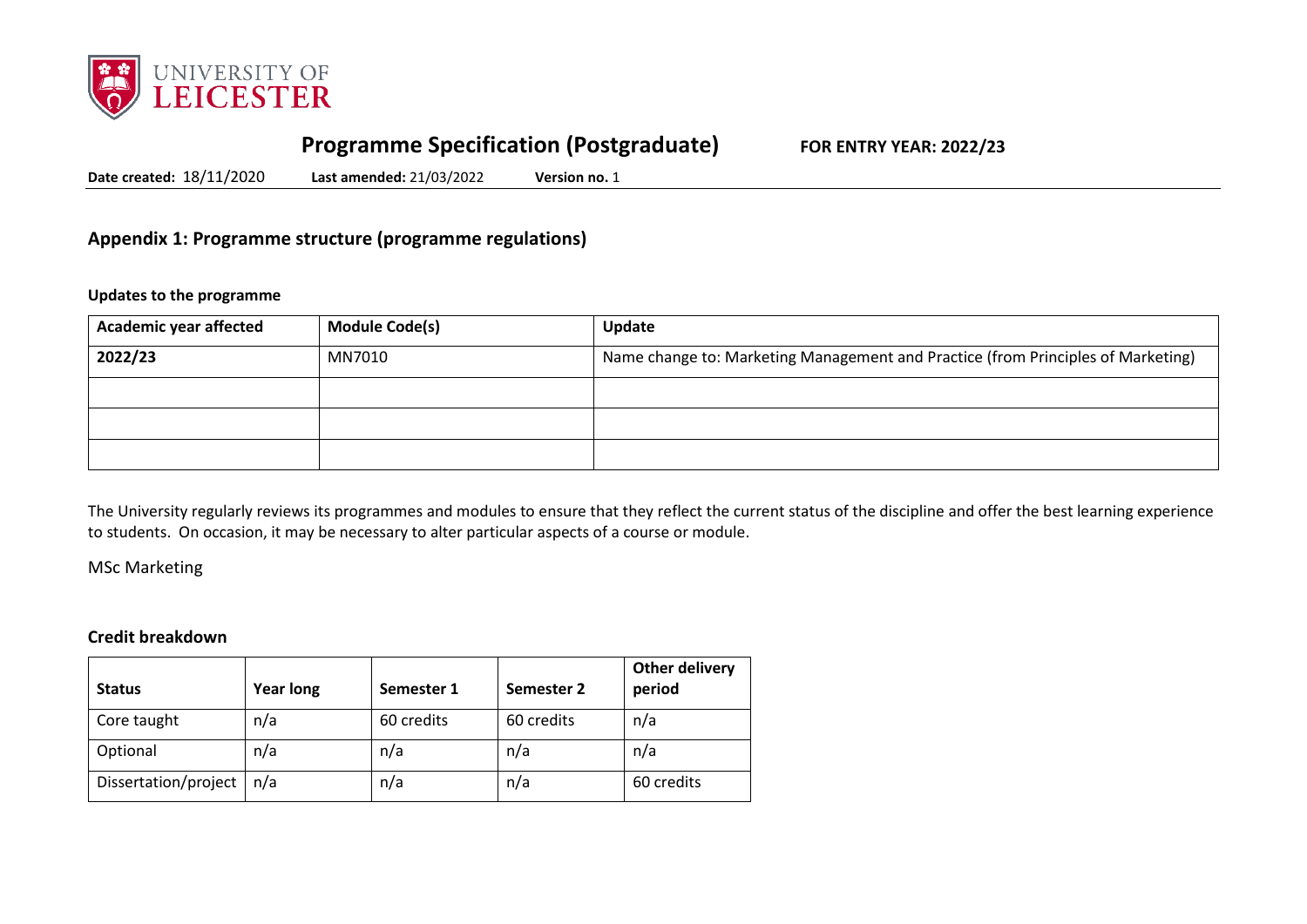# Programme Specification (Postgraduate)

**FOR ENTRY YEAR: 2022/23**

**Date created:** 18/11/2020 **Last amended:** 21/03/2022 **Version no.** 1

## Appendix 1: Programme structure (programme regulations)

### Updates to the programme

| Academic year affected | Module Code(s) | Update |
|---|---|---|
| **2022/23** | MN7010 | Name change to: Marketing Management and Practice (from Principles of Marketing) |
| | | |
| | | |
| | | |

The University regularly reviews its programmes and modules to ensure that they reflect the current status of the discipline and offer the best learning experience to students. On occasion, it may be necessary to alter particular aspects of a course or module.

MSc Marketing

### Credit breakdown

| Status | Year long | Semester 1 | Semester 2 | Other delivery period |
|---|---|---|---|---|
| Core taught | n/a | 60 credits | 60 credits | n/a |
| Optional | n/a | n/a | n/a | n/a |
| Dissertation/project | n/a | n/a | n/a | 60 credits |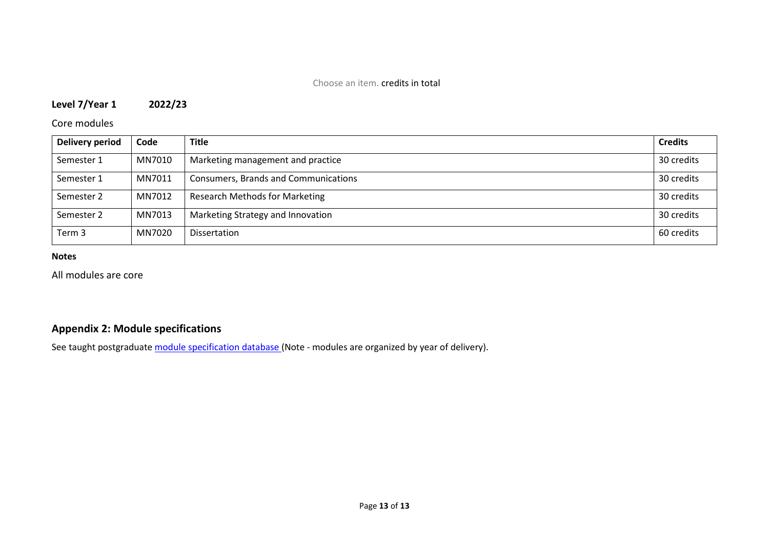Choose an item. credits in total

**Level 7/Year 1 2022/23**

Core modules

| Delivery period | Code | Title | Credits |
|---|---|---|---|
| Semester 1 | MN7010 | Marketing management and practice | 30 credits |
| Semester 1 | MN7011 | Consumers, Brands and Communications | 30 credits |
| Semester 2 | MN7012 | Research Methods for Marketing | 30 credits |
| Semester 2 | MN7013 | Marketing Strategy and Innovation | 30 credits |
| Term 3 | MN7020 | Dissertation | 60 credits |

**Notes**

All modules are core

## Appendix 2: Module specifications

See taught postgraduate module specification database (Note - modules are organized by year of delivery).